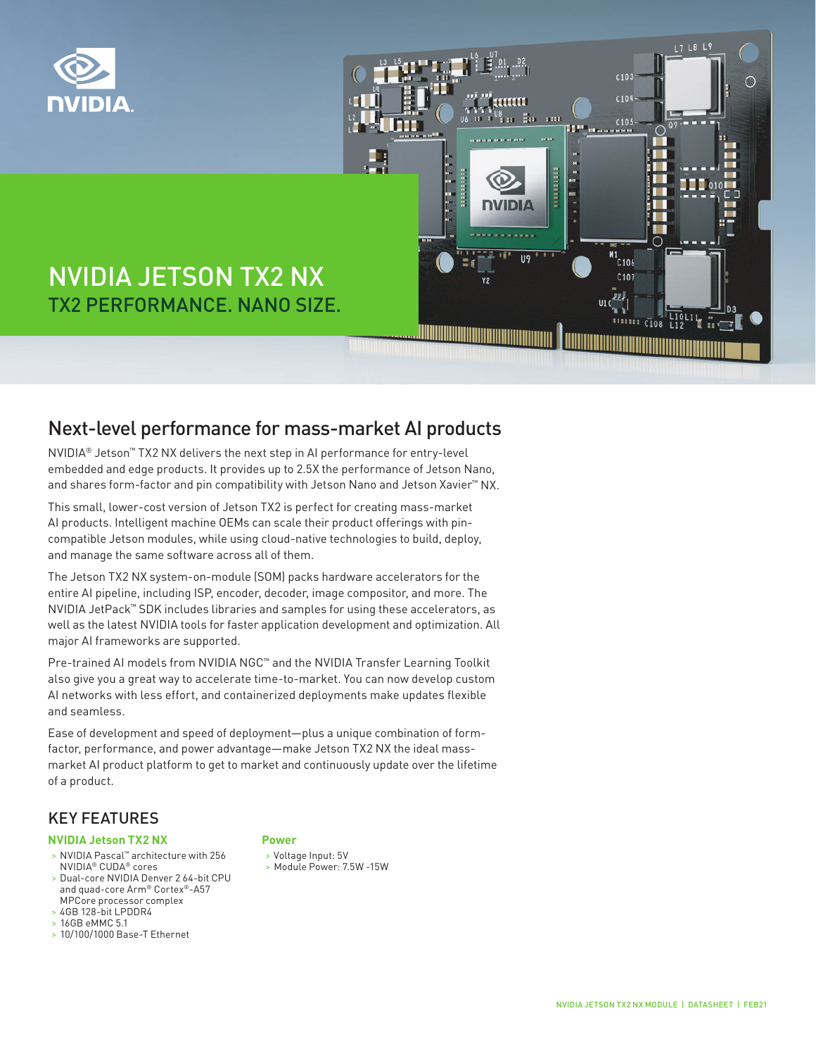# NVIDIA JETSON TX2 NX

## TX2 PERFORMANCE. NANO SIZE.

## Next-level performance for mass-market AI products

NVIDIA® Jetson™ TX2 NX delivers the next step in AI performance for entry-level embedded and edge products. It provides up to 2.5X the performance of Jetson Nano, and shares form-factor and pin compatibility with Jetson Nano and Jetson Xavier™ NX.

This small, lower-cost version of Jetson TX2 is perfect for creating mass-market AI products. Intelligent machine OEMs can scale their product offerings with pin-compatible Jetson modules, while using cloud-native technologies to build, deploy, and manage the same software across all of them.

The Jetson TX2 NX system-on-module (SOM) packs hardware accelerators for the entire AI pipeline, including ISP, encoder, decoder, image compositor, and more. The NVIDIA JetPack™ SDK includes libraries and samples for using these accelerators, as well as the latest NVIDIA tools for faster application development and optimization. All major AI frameworks are supported.

Pre-trained AI models from NVIDIA NGC™ and the NVIDIA Transfer Learning Toolkit also give you a great way to accelerate time-to-market. You can now develop custom AI networks with less effort, and containerized deployments make updates flexible and seamless.

Ease of development and speed of deployment—plus a unique combination of form-factor, performance, and power advantage—make Jetson TX2 NX the ideal mass-market AI product platform to get to market and continuously update over the lifetime of a product.

## KEY FEATURES

### NVIDIA Jetson TX2 NX

- NVIDIA Pascal™ architecture with 256 NVIDIA® CUDA® cores
- Dual-core NVIDIA Denver 2 64-bit CPU and quad-core Arm® Cortex®-A57 MPCore processor complex
- 4GB 128-bit LPDDR4
- 16GB eMMC 5.1
- 10/100/1000 Base-T Ethernet

### Power

- Voltage Input: 5V
- Module Power: 7.5W -15W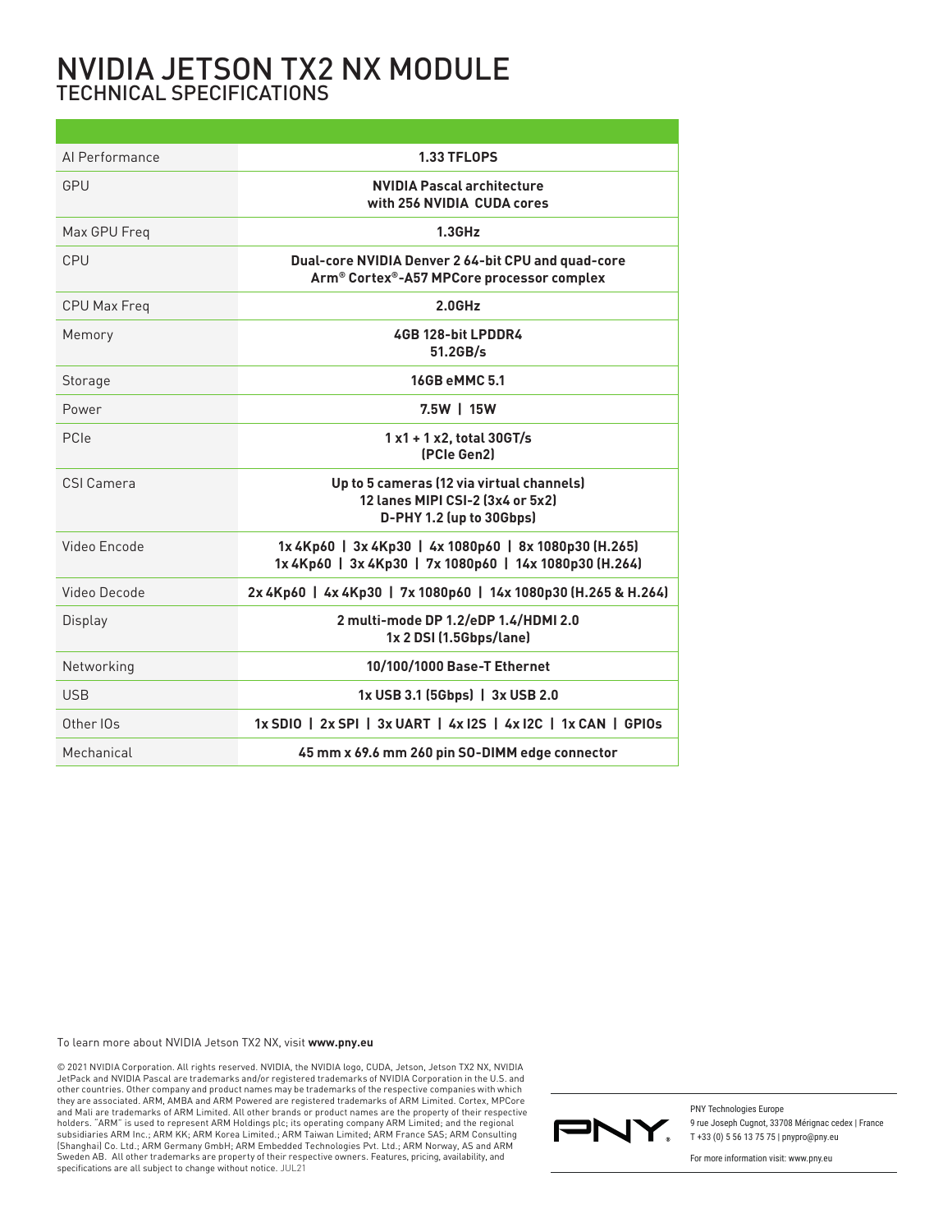# NVIDIA JETSON TX2 NX MODULE
## TECHNICAL SPECIFICATIONS

| | |
|---|---|
| AI Performance | **1.33 TFLOPS** |
| GPU | **NVIDIA Pascal architecture with 256 NVIDIA CUDA cores** |
| Max GPU Freq | **1.3GHz** |
| CPU | **Dual-core NVIDIA Denver 2 64-bit CPU and quad-core Arm® Cortex®-A57 MPCore processor complex** |
| CPU Max Freq | **2.0GHz** |
| Memory | **4GB 128-bit LPDDR4 51.2GB/s** |
| Storage | **16GB eMMC 5.1** |
| Power | **7.5W \| 15W** |
| PCIe | **1 x1 + 1 x2, total 30GT/s (PCIe Gen2)** |
| CSI Camera | **Up to 5 cameras (12 via virtual channels) 12 lanes MIPI CSI-2 (3x4 or 5x2) D-PHY 1.2 (up to 30Gbps)** |
| Video Encode | **1x 4Kp60 \| 3x 4Kp30 \| 4x 1080p60 \| 8x 1080p30 (H.265) 1x 4Kp60 \| 3x 4Kp30 \| 7x 1080p60 \| 14x 1080p30 (H.264)** |
| Video Decode | **2x 4Kp60 \| 4x 4Kp30 \| 7x 1080p60 \| 14x 1080p30 (H.265 & H.264)** |
| Display | **2 multi-mode DP 1.2/eDP 1.4/HDMI 2.0 1x 2 DSI (1.5Gbps/lane)** |
| Networking | **10/100/1000 Base-T Ethernet** |
| USB | **1x USB 3.1 (5Gbps) \| 3x USB 2.0** |
| Other IOs | **1x SDIO \| 2x SPI \| 3x UART \| 4x I2S \| 4x I2C \| 1x CAN \| GPIOs** |
| Mechanical | **45 mm x 69.6 mm 260 pin SO-DIMM edge connector** |

To learn more about NVIDIA Jetson TX2 NX, visit **www.pny.eu**

© 2021 NVIDIA Corporation. All rights reserved. NVIDIA, the NVIDIA logo, CUDA, Jetson, Jetson TX2 NX, NVIDIA JetPack and NVIDIA Pascal are trademarks and/or registered trademarks of NVIDIA Corporation in the U.S. and other countries. Other company and product names may be trademarks of the respective companies with which they are associated. ARM, AMBA and ARM Powered are registered trademarks of ARM Limited. Cortex, MPCore and Mali are trademarks of ARM Limited. All other brands or product names are the property of their respective holders. "ARM" is used to represent ARM Holdings plc; its operating company ARM Limited; and the regional subsidiaries ARM Inc.; ARM KK; ARM Korea Limited.; ARM Taiwan Limited; ARM France SAS; ARM Consulting (Shanghai) Co. Ltd.; ARM Germany GmbH; ARM Embedded Technologies Pvt. Ltd.; ARM Norway, AS and ARM Sweden AB. All other trademarks are property of their respective owners. Features, pricing, availability, and specifications are all subject to change without notice. JUL21

PNY Technologies Europe
9 rue Joseph Cugnot, 33708 Mérignac cedex | France
T +33 (0) 5 56 13 75 75 | pnypro@pny.eu

For more information visit: www.pny.eu